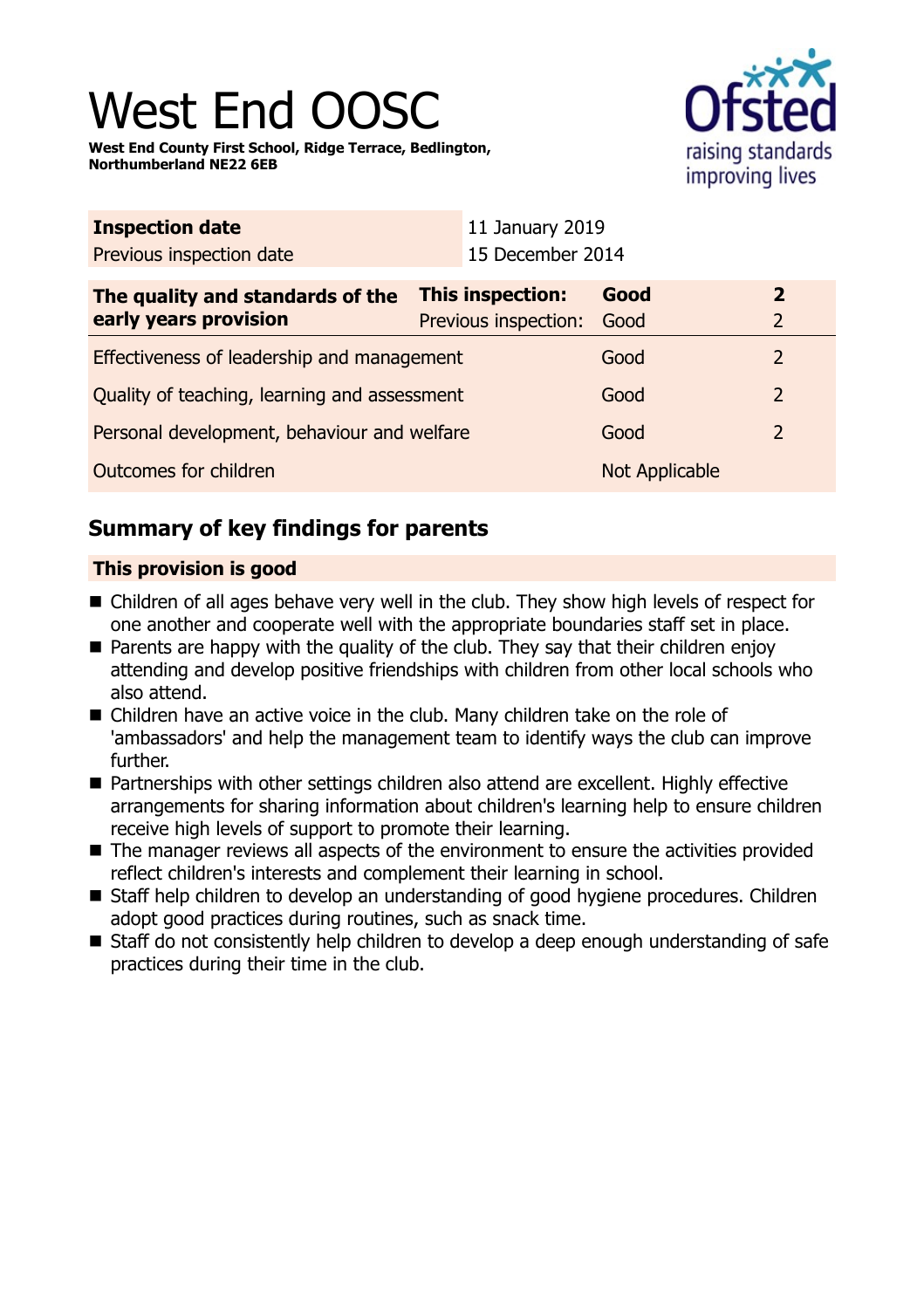# West End OOSC

**West End County First School, Ridge Terrace, Bedlington, Northumberland NE22 6EB**

| **Inspection date** | 11 January 2019 |
|---|---|
| Previous inspection date | 15 December 2014 |

| **The quality and standards of the early years provision** | **This inspection:** | **Good** | **2** |
|---|---|---|---|
| | Previous inspection: | Good | 2 |
| Effectiveness of leadership and management | | Good | 2 |
| Quality of teaching, learning and assessment | | Good | 2 |
| Personal development, behaviour and welfare | | Good | 2 |
| Outcomes for children | | Not Applicable | |

## Summary of key findings for parents

### This provision is good

- Children of all ages behave very well in the club. They show high levels of respect for one another and cooperate well with the appropriate boundaries staff set in place.
- Parents are happy with the quality of the club. They say that their children enjoy attending and develop positive friendships with children from other local schools who also attend.
- Children have an active voice in the club. Many children take on the role of 'ambassadors' and help the management team to identify ways the club can improve further.
- Partnerships with other settings children also attend are excellent. Highly effective arrangements for sharing information about children's learning help to ensure children receive high levels of support to promote their learning.
- The manager reviews all aspects of the environment to ensure the activities provided reflect children's interests and complement their learning in school.
- Staff help children to develop an understanding of good hygiene procedures. Children adopt good practices during routines, such as snack time.
- Staff do not consistently help children to develop a deep enough understanding of safe practices during their time in the club.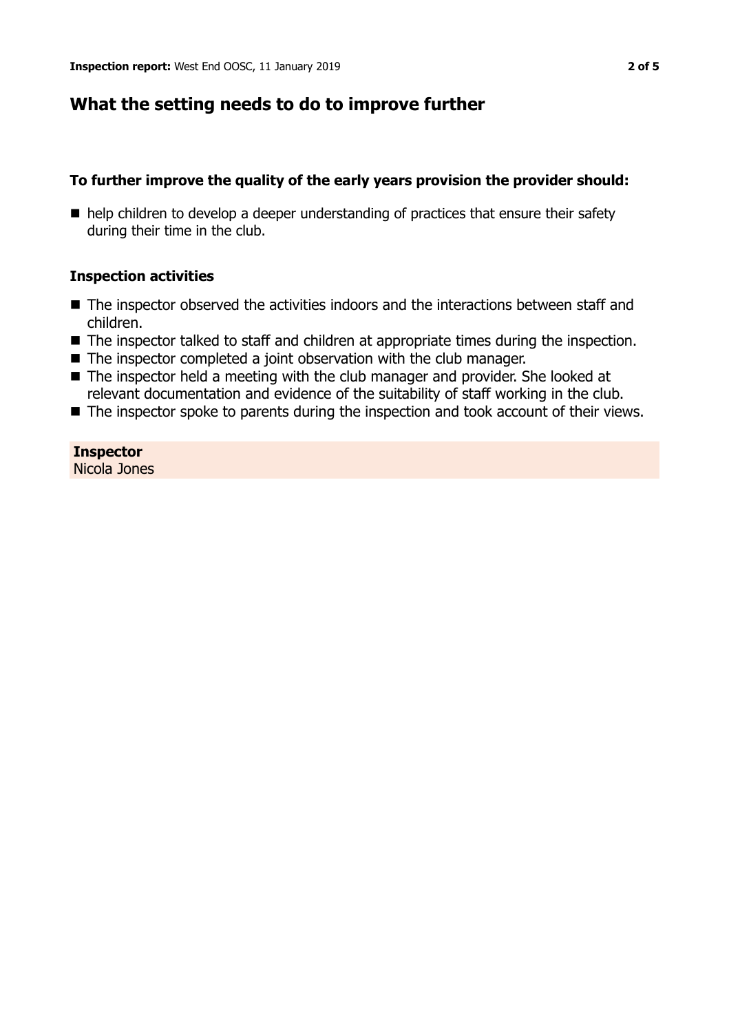## What the setting needs to do to improve further

### To further improve the quality of the early years provision the provider should:

- help children to develop a deeper understanding of practices that ensure their safety during their time in the club.

### Inspection activities

- The inspector observed the activities indoors and the interactions between staff and children.
- The inspector talked to staff and children at appropriate times during the inspection.
- The inspector completed a joint observation with the club manager.
- The inspector held a meeting with the club manager and provider. She looked at relevant documentation and evidence of the suitability of staff working in the club.
- The inspector spoke to parents during the inspection and took account of their views.

**Inspector**
Nicola Jones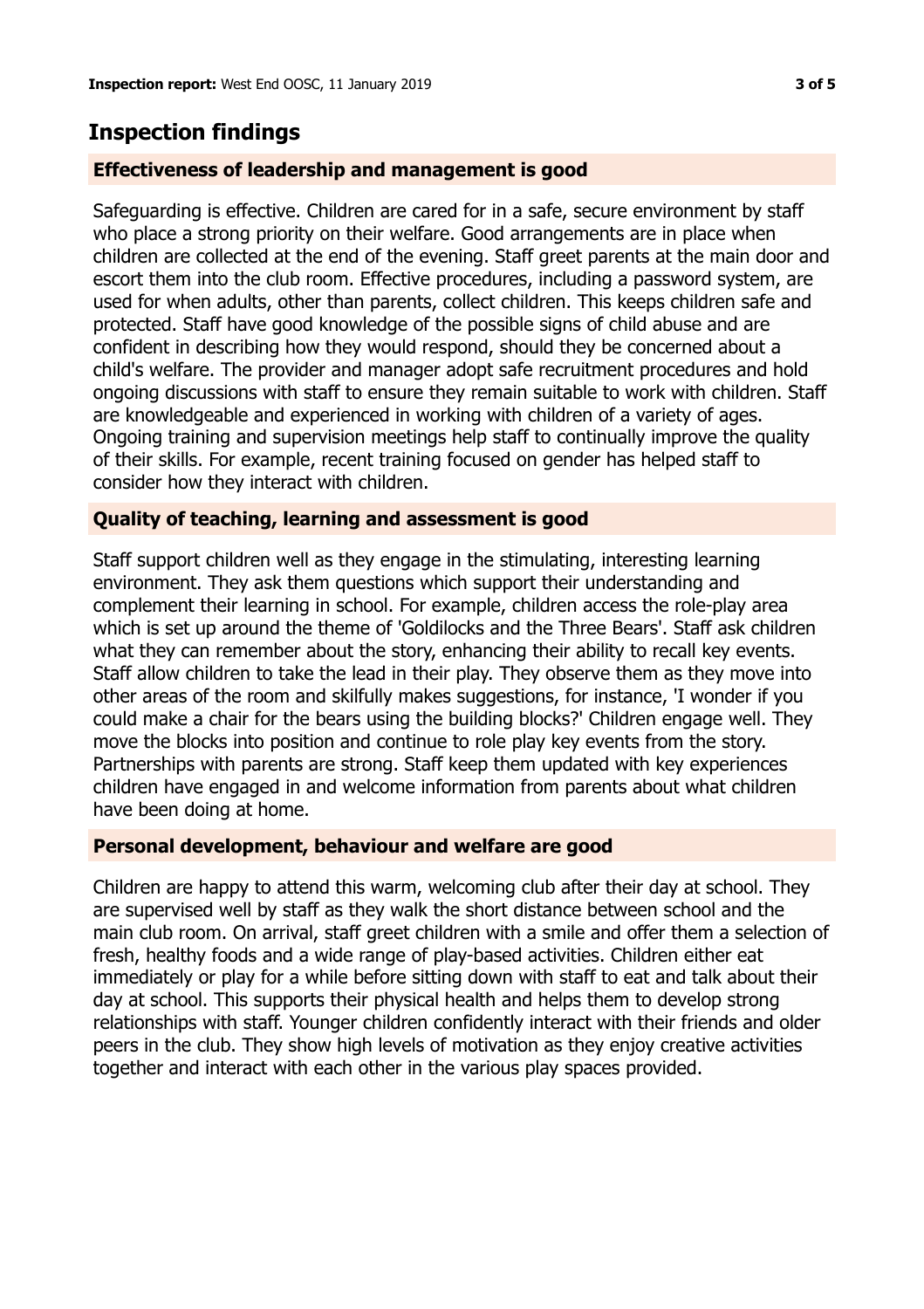## Inspection findings

### Effectiveness of leadership and management is good

Safeguarding is effective. Children are cared for in a safe, secure environment by staff who place a strong priority on their welfare. Good arrangements are in place when children are collected at the end of the evening. Staff greet parents at the main door and escort them into the club room. Effective procedures, including a password system, are used for when adults, other than parents, collect children. This keeps children safe and protected. Staff have good knowledge of the possible signs of child abuse and are confident in describing how they would respond, should they be concerned about a child's welfare. The provider and manager adopt safe recruitment procedures and hold ongoing discussions with staff to ensure they remain suitable to work with children. Staff are knowledgeable and experienced in working with children of a variety of ages. Ongoing training and supervision meetings help staff to continually improve the quality of their skills. For example, recent training focused on gender has helped staff to consider how they interact with children.

### Quality of teaching, learning and assessment is good

Staff support children well as they engage in the stimulating, interesting learning environment. They ask them questions which support their understanding and complement their learning in school. For example, children access the role-play area which is set up around the theme of 'Goldilocks and the Three Bears'. Staff ask children what they can remember about the story, enhancing their ability to recall key events. Staff allow children to take the lead in their play. They observe them as they move into other areas of the room and skilfully makes suggestions, for instance, 'I wonder if you could make a chair for the bears using the building blocks?' Children engage well. They move the blocks into position and continue to role play key events from the story. Partnerships with parents are strong. Staff keep them updated with key experiences children have engaged in and welcome information from parents about what children have been doing at home.

### Personal development, behaviour and welfare are good

Children are happy to attend this warm, welcoming club after their day at school. They are supervised well by staff as they walk the short distance between school and the main club room. On arrival, staff greet children with a smile and offer them a selection of fresh, healthy foods and a wide range of play-based activities. Children either eat immediately or play for a while before sitting down with staff to eat and talk about their day at school. This supports their physical health and helps them to develop strong relationships with staff. Younger children confidently interact with their friends and older peers in the club. They show high levels of motivation as they enjoy creative activities together and interact with each other in the various play spaces provided.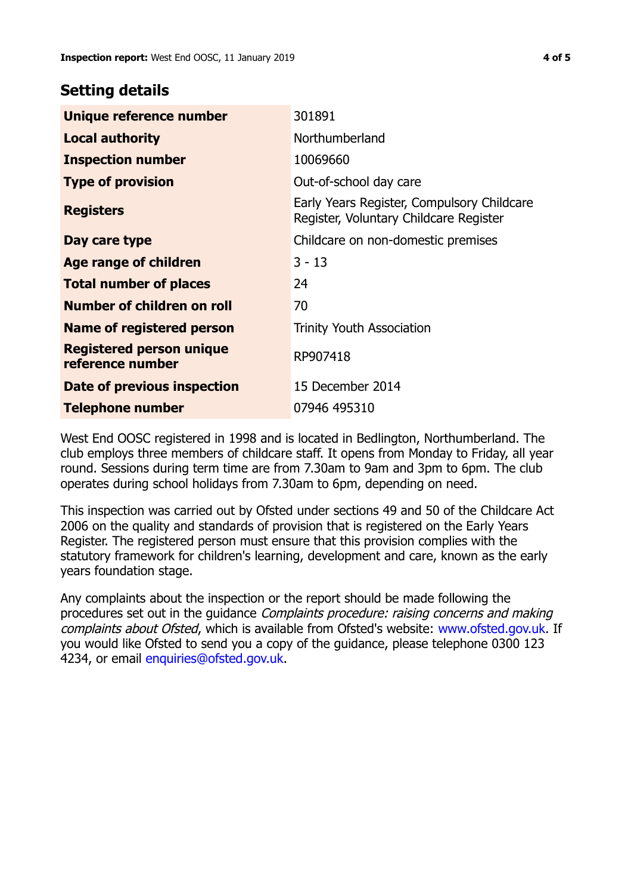## Setting details

| | |
|---|---|
| **Unique reference number** | 301891 |
| **Local authority** | Northumberland |
| **Inspection number** | 10069660 |
| **Type of provision** | Out-of-school day care |
| **Registers** | Early Years Register, Compulsory Childcare Register, Voluntary Childcare Register |
| **Day care type** | Childcare on non-domestic premises |
| **Age range of children** | 3 - 13 |
| **Total number of places** | 24 |
| **Number of children on roll** | 70 |
| **Name of registered person** | Trinity Youth Association |
| **Registered person unique reference number** | RP907418 |
| **Date of previous inspection** | 15 December 2014 |
| **Telephone number** | 07946 495310 |

West End OOSC registered in 1998 and is located in Bedlington, Northumberland. The club employs three members of childcare staff. It opens from Monday to Friday, all year round. Sessions during term time are from 7.30am to 9am and 3pm to 6pm. The club operates during school holidays from 7.30am to 6pm, depending on need.

This inspection was carried out by Ofsted under sections 49 and 50 of the Childcare Act 2006 on the quality and standards of provision that is registered on the Early Years Register. The registered person must ensure that this provision complies with the statutory framework for children's learning, development and care, known as the early years foundation stage.

Any complaints about the inspection or the report should be made following the procedures set out in the guidance *Complaints procedure: raising concerns and making complaints about Ofsted*, which is available from Ofsted's website: www.ofsted.gov.uk. If you would like Ofsted to send you a copy of the guidance, please telephone 0300 123 4234, or email enquiries@ofsted.gov.uk.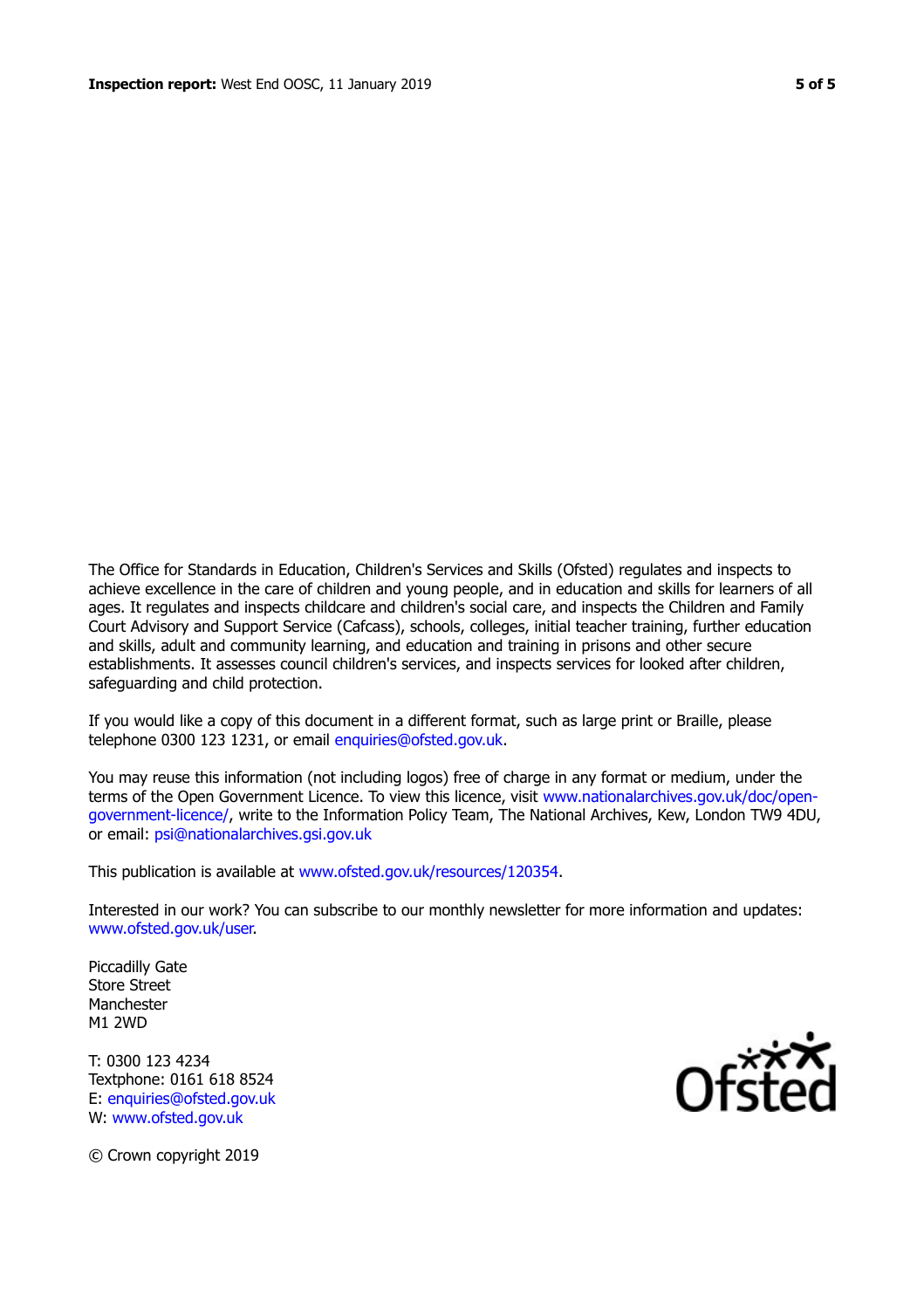The Office for Standards in Education, Children's Services and Skills (Ofsted) regulates and inspects to achieve excellence in the care of children and young people, and in education and skills for learners of all ages. It regulates and inspects childcare and children's social care, and inspects the Children and Family Court Advisory and Support Service (Cafcass), schools, colleges, initial teacher training, further education and skills, adult and community learning, and education and training in prisons and other secure establishments. It assesses council children's services, and inspects services for looked after children, safeguarding and child protection.

If you would like a copy of this document in a different format, such as large print or Braille, please telephone 0300 123 1231, or email enquiries@ofsted.gov.uk.

You may reuse this information (not including logos) free of charge in any format or medium, under the terms of the Open Government Licence. To view this licence, visit www.nationalarchives.gov.uk/doc/open-government-licence/, write to the Information Policy Team, The National Archives, Kew, London TW9 4DU, or email: psi@nationalarchives.gsi.gov.uk

This publication is available at www.ofsted.gov.uk/resources/120354.

Interested in our work? You can subscribe to our monthly newsletter for more information and updates: www.ofsted.gov.uk/user.

Piccadilly Gate
Store Street
Manchester
M1 2WD

T: 0300 123 4234
Textphone: 0161 618 8524
E: enquiries@ofsted.gov.uk
W: www.ofsted.gov.uk

© Crown copyright 2019